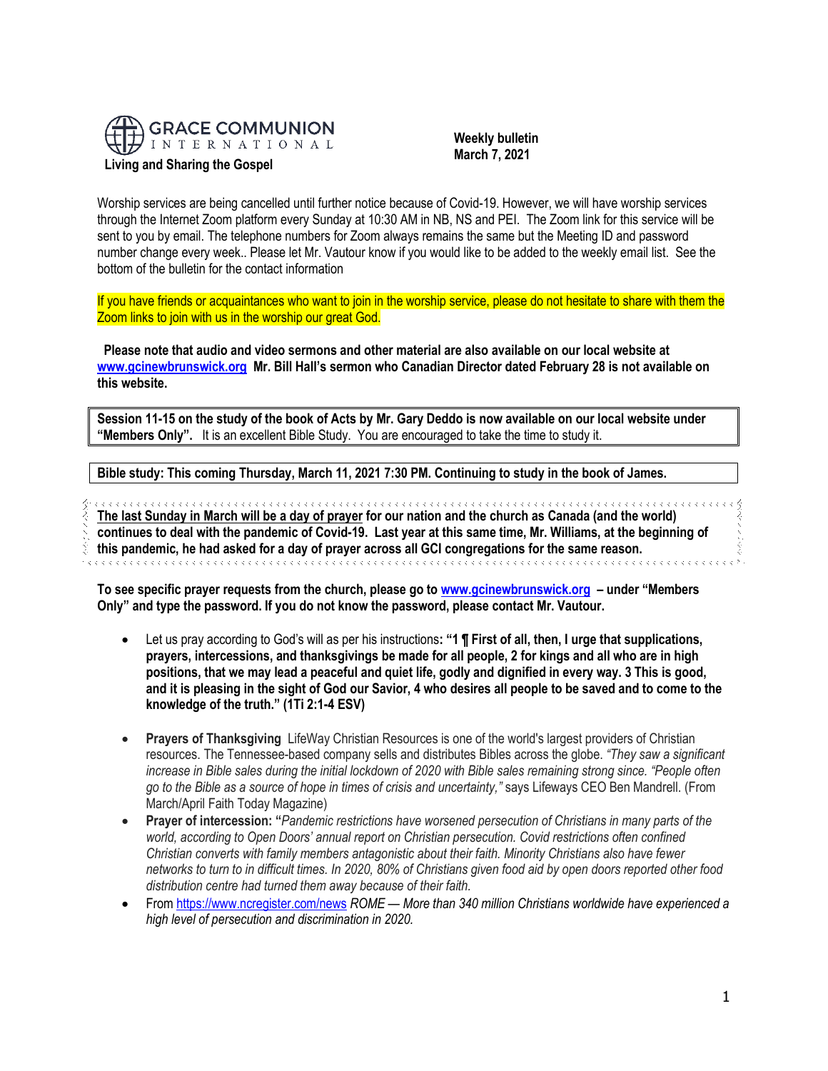GRACE COMMUNION INTERNATIONAL

**Living and Sharing the Gospel**

**Weekly bulletin**
**March 7, 2021**

Worship services are being cancelled until further notice because of Covid-19. However, we will have worship services through the Internet Zoom platform every Sunday at 10:30 AM in NB, NS and PEI. The Zoom link for this service will be sent to you by email. The telephone numbers for Zoom always remains the same but the Meeting ID and password number change every week.. Please let Mr. Vautour know if you would like to be added to the weekly email list. See the bottom of the bulletin for the contact information

If you have friends or acquaintances who want to join in the worship service, please do not hesitate to share with them the Zoom links to join with us in the worship our great God.

**Please note that audio and video sermons and other material are also available on our local website at [www.gcinewbrunswick.org](www.gcinewbrunswick.org) Mr. Bill Hall's sermon who Canadian Director dated February 28 is not available on this website.**

**Session 11-15 on the study of the book of Acts by Mr. Gary Deddo is now available on our local website under "Members Only".** It is an excellent Bible Study. You are encouraged to take the time to study it.

**Bible study: This coming Thursday, March 11, 2021 7:30 PM. Continuing to study in the book of James.**

**<u>The last Sunday in March will be a day of prayer</u> for our nation and the church as Canada (and the world) continues to deal with the pandemic of Covid-19. Last year at this same time, Mr. Williams, at the beginning of this pandemic, he had asked for a day of prayer across all GCI congregations for the same reason.**

**To see specific prayer requests from the church, please go to [www.gcinewbrunswick.org](www.gcinewbrunswick.org) – under "Members Only" and type the password. If you do not know the password, please contact Mr. Vautour.**

- Let us pray according to God's will as per his instructions**: "1 ¶ First of all, then, I urge that supplications, prayers, intercessions, and thanksgivings be made for all people, 2 for kings and all who are in high positions, that we may lead a peaceful and quiet life, godly and dignified in every way. 3 This is good, and it is pleasing in the sight of God our Savior, 4 who desires all people to be saved and to come to the knowledge of the truth." (1Ti 2:1-4 ESV)**

- **Prayers of Thanksgiving** LifeWay Christian Resources is one of the world's largest providers of Christian resources. The Tennessee-based company sells and distributes Bibles across the globe. *"They saw a significant increase in Bible sales during the initial lockdown of 2020 with Bible sales remaining strong since. "People often go to the Bible as a source of hope in times of crisis and uncertainty,"* says Lifeways CEO Ben Mandrell. (From March/April Faith Today Magazine)
- **Prayer of intercession: "***Pandemic restrictions have worsened persecution of Christians in many parts of the world, according to Open Doors' annual report on Christian persecution. Covid restrictions often confined Christian converts with family members antagonistic about their faith. Minority Christians also have fewer networks to turn to in difficult times. In 2020, 80% of Christians given food aid by open doors reported other food distribution centre had turned them away because of their faith.*
- From [https://www.ncregister.com/news](https://www.ncregister.com/news) *ROME — More than 340 million Christians worldwide have experienced a high level of persecution and discrimination in 2020.*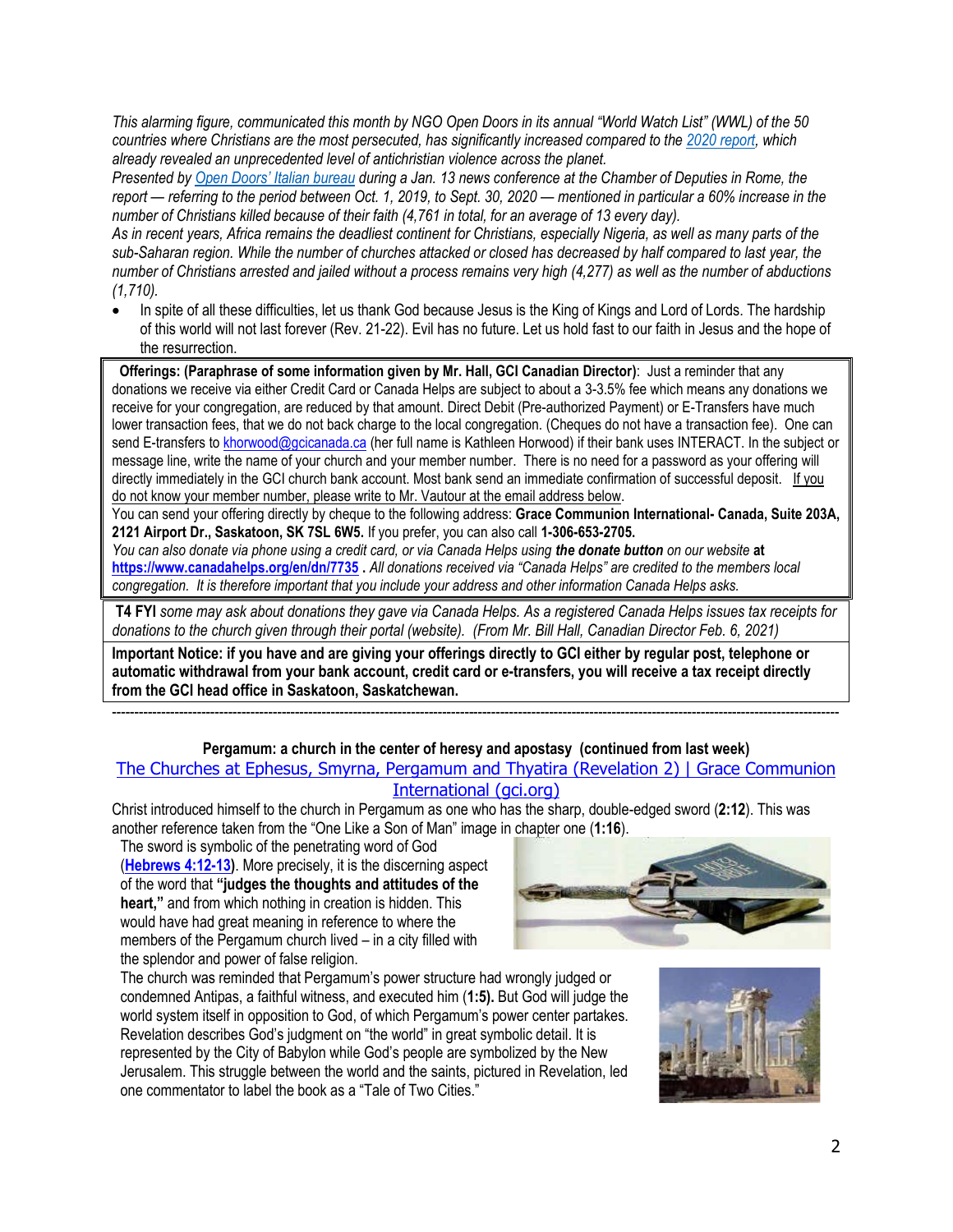*This alarming figure, communicated this month by NGO Open Doors in its annual "World Watch List" (WWL) of the 50 countries where Christians are the most persecuted, has significantly increased compared to the [2020 report](), which already revealed an unprecedented level of antichristian violence across the planet.*

*Presented by [Open Doors' Italian bureau]() during a Jan. 13 news conference at the Chamber of Deputies in Rome, the report — referring to the period between Oct. 1, 2019, to Sept. 30, 2020 — mentioned in particular a 60% increase in the number of Christians killed because of their faith (4,761 in total, for an average of 13 every day).*

*As in recent years, Africa remains the deadliest continent for Christians, especially Nigeria, as well as many parts of the sub-Saharan region. While the number of churches attacked or closed has decreased by half compared to last year, the number of Christians arrested and jailed without a process remains very high (4,277) as well as the number of abductions (1,710).*

- In spite of all these difficulties, let us thank God because Jesus is the King of Kings and Lord of Lords. The hardship of this world will not last forever (Rev. 21-22). Evil has no future. Let us hold fast to our faith in Jesus and the hope of the resurrection.

**Offerings: (Paraphrase of some information given by Mr. Hall, GCI Canadian Director)**: Just a reminder that any donations we receive via either Credit Card or Canada Helps are subject to about a 3-3.5% fee which means any donations we receive for your congregation, are reduced by that amount. Direct Debit (Pre-authorized Payment) or E-Transfers have much lower transaction fees, that we do not back charge to the local congregation. (Cheques do not have a transaction fee). One can send E-transfers to khorwood@gcicanada.ca (her full name is Kathleen Horwood) if their bank uses INTERACT. In the subject or message line, write the name of your church and your member number. There is no need for a password as your offering will directly immediately in the GCI church bank account. Most bank send an immediate confirmation of successful deposit. If you do not know your member number, please write to Mr. Vautour at the email address below.

You can send your offering directly by cheque to the following address: **Grace Communion International- Canada, Suite 203A, 2121 Airport Dr., Saskatoon, SK 7SL 6W5.** If you prefer, you can also call **1-306-653-2705.**

*You can also donate via phone using a credit card, or via Canada Helps using **the donate button** on our website* **at https://www.canadahelps.org/en/dn/7735** *. All donations received via "Canada Helps" are credited to the members local congregation. It is therefore important that you include your address and other information Canada Helps asks.*

**T4 FYI** *some may ask about donations they gave via Canada Helps. As a registered Canada Helps issues tax receipts for donations to the church given through their portal (website). (From Mr. Bill Hall, Canadian Director Feb. 6, 2021)*

**Important Notice: if you have and are giving your offerings directly to GCI either by regular post, telephone or automatic withdrawal from your bank account, credit card or e-transfers, you will receive a tax receipt directly from the GCI head office in Saskatoon, Saskatchewan.**

---

**Pergamum: a church in the center of heresy and apostasy (continued from last week)**

[The Churches at Ephesus, Smyrna, Pergamum and Thyatira (Revelation 2) | Grace Communion International (gci.org)]()

Christ introduced himself to the church in Pergamum as one who has the sharp, double-edged sword (**2:12**). This was another reference taken from the "One Like a Son of Man" image in chapter one (**1:16**).

The sword is symbolic of the penetrating word of God (**Hebrews 4:12-13**). More precisely, it is the discerning aspect of the word that **"judges the thoughts and attitudes of the heart,"** and from which nothing in creation is hidden. This would have had great meaning in reference to where the members of the Pergamum church lived – in a city filled with the splendor and power of false religion.

The church was reminded that Pergamum's power structure had wrongly judged or condemned Antipas, a faithful witness, and executed him (**1:5).** But God will judge the world system itself in opposition to God, of which Pergamum's power center partakes. Revelation describes God's judgment on "the world" in great symbolic detail. It is represented by the City of Babylon while God's people are symbolized by the New Jerusalem. This struggle between the world and the saints, pictured in Revelation, led one commentator to label the book as a "Tale of Two Cities."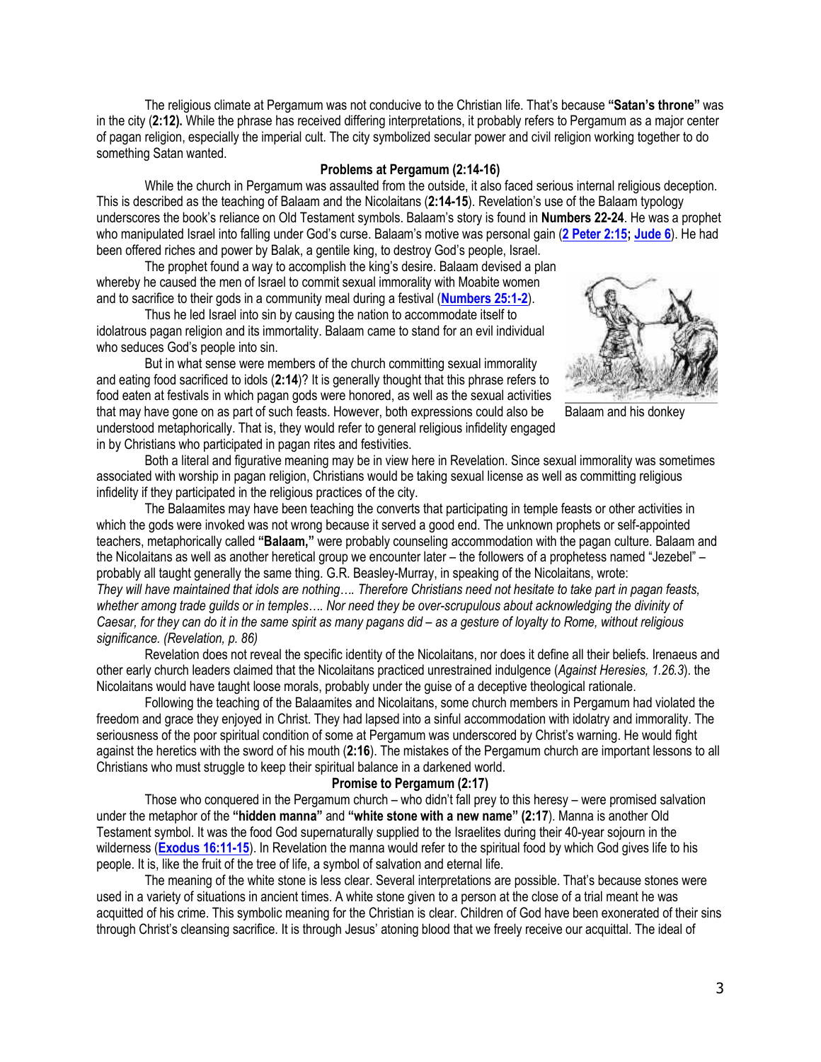The religious climate at Pergamum was not conducive to the Christian life. That's because **"Satan's throne"** was in the city (**2:12).** While the phrase has received differing interpretations, it probably refers to Pergamum as a major center of pagan religion, especially the imperial cult. The city symbolized secular power and civil religion working together to do something Satan wanted.

### Problems at Pergamum (2:14-16)

While the church in Pergamum was assaulted from the outside, it also faced serious internal religious deception. This is described as the teaching of Balaam and the Nicolaitans (**2:14-15**). Revelation's use of the Balaam typology underscores the book's reliance on Old Testament symbols. Balaam's story is found in **Numbers 22-24**. He was a prophet who manipulated Israel into falling under God's curse. Balaam's motive was personal gain (**2 Peter 2:15; Jude 6**). He had been offered riches and power by Balak, a gentile king, to destroy God's people, Israel.

The prophet found a way to accomplish the king's desire. Balaam devised a plan whereby he caused the men of Israel to commit sexual immorality with Moabite women and to sacrifice to their gods in a community meal during a festival (**Numbers 25:1-2**).

Thus he led Israel into sin by causing the nation to accommodate itself to idolatrous pagan religion and its immortality. Balaam came to stand for an evil individual who seduces God's people into sin.

Balaam and his donkey

But in what sense were members of the church committing sexual immorality and eating food sacrificed to idols (**2:14**)? It is generally thought that this phrase refers to food eaten at festivals in which pagan gods were honored, as well as the sexual activities that may have gone on as part of such feasts. However, both expressions could also be understood metaphorically. That is, they would refer to general religious infidelity engaged in by Christians who participated in pagan rites and festivities.

Both a literal and figurative meaning may be in view here in Revelation. Since sexual immorality was sometimes associated with worship in pagan religion, Christians would be taking sexual license as well as committing religious infidelity if they participated in the religious practices of the city.

The Balaamites may have been teaching the converts that participating in temple feasts or other activities in which the gods were invoked was not wrong because it served a good end. The unknown prophets or self-appointed teachers, metaphorically called **"Balaam,"** were probably counseling accommodation with the pagan culture. Balaam and the Nicolaitans as well as another heretical group we encounter later – the followers of a prophetess named "Jezebel" – probably all taught generally the same thing. G.R. Beasley-Murray, in speaking of the Nicolaitans, wrote:

*They will have maintained that idols are nothing…. Therefore Christians need not hesitate to take part in pagan feasts, whether among trade guilds or in temples…. Nor need they be over-scrupulous about acknowledging the divinity of Caesar, for they can do it in the same spirit as many pagans did – as a gesture of loyalty to Rome, without religious significance. (Revelation, p. 86)*

Revelation does not reveal the specific identity of the Nicolaitans, nor does it define all their beliefs. Irenaeus and other early church leaders claimed that the Nicolaitans practiced unrestrained indulgence (*Against Heresies, 1.26.3*). the Nicolaitans would have taught loose morals, probably under the guise of a deceptive theological rationale.

Following the teaching of the Balaamites and Nicolaitans, some church members in Pergamum had violated the freedom and grace they enjoyed in Christ. They had lapsed into a sinful accommodation with idolatry and immorality. The seriousness of the poor spiritual condition of some at Pergamum was underscored by Christ's warning. He would fight against the heretics with the sword of his mouth (**2:16**). The mistakes of the Pergamum church are important lessons to all Christians who must struggle to keep their spiritual balance in a darkened world.

### Promise to Pergamum (2:17)

Those who conquered in the Pergamum church – who didn't fall prey to this heresy – were promised salvation under the metaphor of the **"hidden manna"** and **"white stone with a new name" (2:17**). Manna is another Old Testament symbol. It was the food God supernaturally supplied to the Israelites during their 40-year sojourn in the wilderness (**Exodus 16:11-15**). In Revelation the manna would refer to the spiritual food by which God gives life to his people. It is, like the fruit of the tree of life, a symbol of salvation and eternal life.

The meaning of the white stone is less clear. Several interpretations are possible. That's because stones were used in a variety of situations in ancient times. A white stone given to a person at the close of a trial meant he was acquitted of his crime. This symbolic meaning for the Christian is clear. Children of God have been exonerated of their sins through Christ's cleansing sacrifice. It is through Jesus' atoning blood that we freely receive our acquittal. The ideal of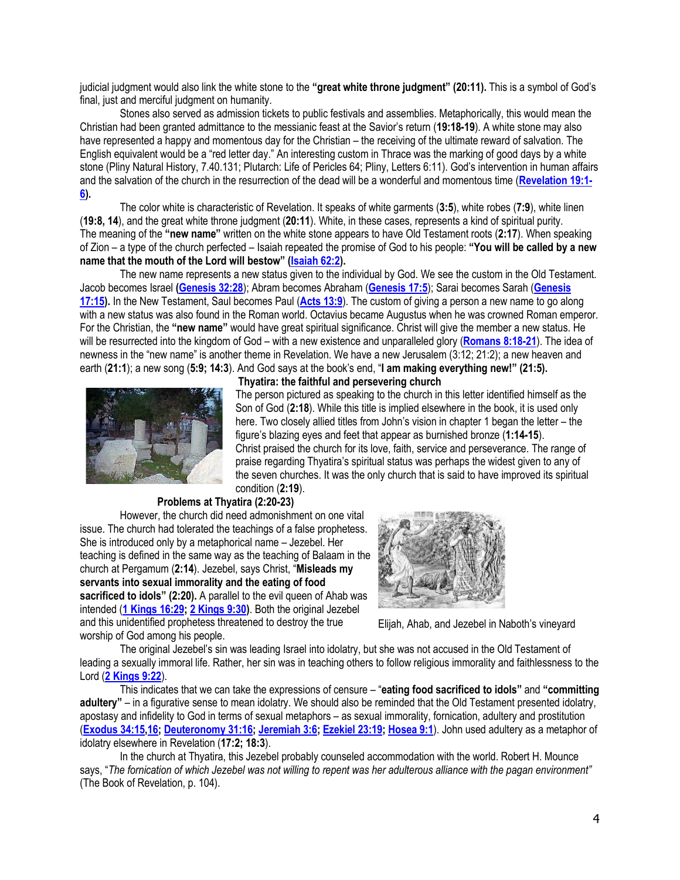judicial judgment would also link the white stone to the **"great white throne judgment" (20:11).** This is a symbol of God's final, just and merciful judgment on humanity.

Stones also served as admission tickets to public festivals and assemblies. Metaphorically, this would mean the Christian had been granted admittance to the messianic feast at the Savior's return (**19:18-19**). A white stone may also have represented a happy and momentous day for the Christian – the receiving of the ultimate reward of salvation. The English equivalent would be a "red letter day." An interesting custom in Thrace was the marking of good days by a white stone (Pliny Natural History, 7.40.131; Plutarch: Life of Pericles 64; Pliny, Letters 6:11). God's intervention in human affairs and the salvation of the church in the resurrection of the dead will be a wonderful and momentous time (**Revelation 19:1-6**).

The color white is characteristic of Revelation. It speaks of white garments (**3:5**), white robes (**7:9**), white linen (**19:8, 14**), and the great white throne judgment (**20:11**). White, in these cases, represents a kind of spiritual purity. The meaning of the **"new name"** written on the white stone appears to have Old Testament roots (**2:17**). When speaking of Zion – a type of the church perfected – Isaiah repeated the promise of God to his people: **"You will be called by a new name that the mouth of the Lord will bestow" (Isaiah 62:2).**

The new name represents a new status given to the individual by God. We see the custom in the Old Testament. Jacob becomes Israel **(Genesis 32:28**); Abram becomes Abraham (**Genesis 17:5**); Sarai becomes Sarah (**Genesis 17:15).** In the New Testament, Saul becomes Paul (**Acts 13:9**). The custom of giving a person a new name to go along with a new status was also found in the Roman world. Octavius became Augustus when he was crowned Roman emperor. For the Christian, the **"new name"** would have great spiritual significance. Christ will give the member a new status. He will be resurrected into the kingdom of God – with a new existence and unparalleled glory (**Romans 8:18-21**). The idea of newness in the "new name" is another theme in Revelation. We have a new Jerusalem (3:12; 21:2); a new heaven and earth (**21:1**); a new song (**5:9; 14:3**). And God says at the book's end, "**I am making everything new!" (21:5).**

**Thyatira: the faithful and persevering church**

The person pictured as speaking to the church in this letter identified himself as the Son of God (**2:18**). While this title is implied elsewhere in the book, it is used only here. Two closely allied titles from John's vision in chapter 1 began the letter – the figure's blazing eyes and feet that appear as burnished bronze (**1:14-15**). Christ praised the church for its love, faith, service and perseverance. The range of praise regarding Thyatira's spiritual status was perhaps the widest given to any of the seven churches. It was the only church that is said to have improved its spiritual condition (**2:19**).

**Problems at Thyatira (2:20-23)**

However, the church did need admonishment on one vital issue. The church had tolerated the teachings of a false prophetess. She is introduced only by a metaphorical name – Jezebel. Her teaching is defined in the same way as the teaching of Balaam in the church at Pergamum (**2:14**). Jezebel, says Christ, "**Misleads my servants into sexual immorality and the eating of food sacrificed to idols" (2:20).** A parallel to the evil queen of Ahab was intended (**1 Kings 16:29; 2 Kings 9:30)**. Both the original Jezebel and this unidentified prophetess threatened to destroy the true worship of God among his people.

Elijah, Ahab, and Jezebel in Naboth's vineyard

The original Jezebel's sin was leading Israel into idolatry, but she was not accused in the Old Testament of leading a sexually immoral life. Rather, her sin was in teaching others to follow religious immorality and faithlessness to the Lord (**2 Kings 9:22**).

This indicates that we can take the expressions of censure – "**eating food sacrificed to idols"** and **"committing adultery"** – in a figurative sense to mean idolatry. We should also be reminded that the Old Testament presented idolatry, apostasy and infidelity to God in terms of sexual metaphors – as sexual immorality, fornication, adultery and prostitution (**Exodus 34:15,16; Deuteronomy 31:16; Jeremiah 3:6; Ezekiel 23:19; Hosea 9:1**). John used adultery as a metaphor of idolatry elsewhere in Revelation (**17:2; 18:3**).

In the church at Thyatira, this Jezebel probably counseled accommodation with the world. Robert H. Mounce says, "*The fornication of which Jezebel was not willing to repent was her adulterous alliance with the pagan environment"* (The Book of Revelation, p. 104).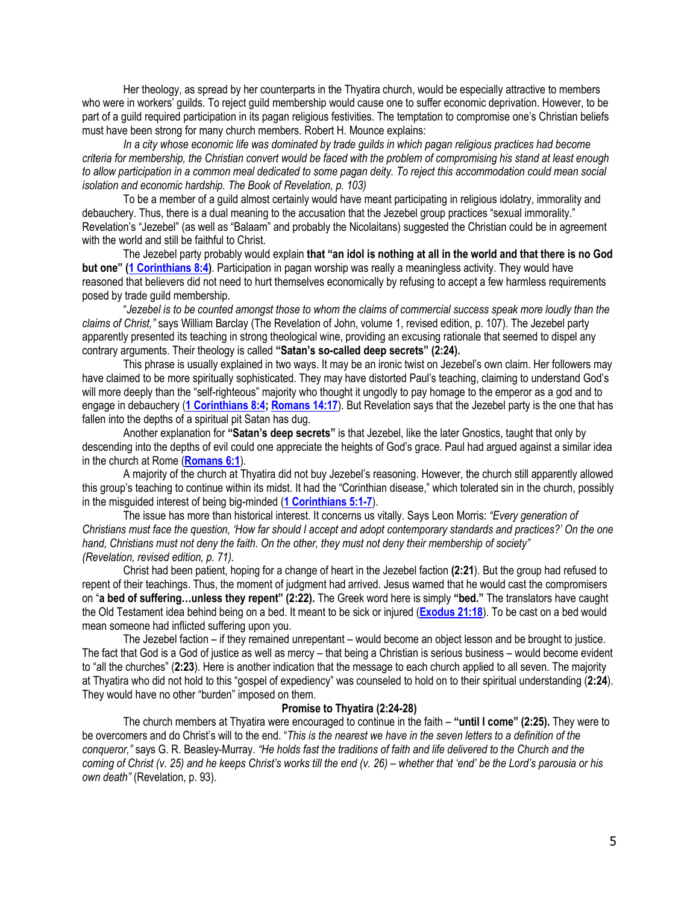Her theology, as spread by her counterparts in the Thyatira church, would be especially attractive to members who were in workers' guilds. To reject guild membership would cause one to suffer economic deprivation. However, to be part of a guild required participation in its pagan religious festivities. The temptation to compromise one's Christian beliefs must have been strong for many church members. Robert H. Mounce explains:

*In a city whose economic life was dominated by trade guilds in which pagan religious practices had become criteria for membership, the Christian convert would be faced with the problem of compromising his stand at least enough to allow participation in a common meal dedicated to some pagan deity. To reject this accommodation could mean social isolation and economic hardship. The Book of Revelation, p. 103)*

To be a member of a guild almost certainly would have meant participating in religious idolatry, immorality and debauchery. Thus, there is a dual meaning to the accusation that the Jezebel group practices "sexual immorality." Revelation's "Jezebel" (as well as "Balaam" and probably the Nicolaitans) suggested the Christian could be in agreement with the world and still be faithful to Christ.

The Jezebel party probably would explain **that "an idol is nothing at all in the world and that there is no God but one" (1 Corinthians 8:4)**. Participation in pagan worship was really a meaningless activity. They would have reasoned that believers did not need to hurt themselves economically by refusing to accept a few harmless requirements posed by trade guild membership.

"*Jezebel is to be counted amongst those to whom the claims of commercial success speak more loudly than the claims of Christ,"* says William Barclay (The Revelation of John, volume 1, revised edition, p. 107). The Jezebel party apparently presented its teaching in strong theological wine, providing an excusing rationale that seemed to dispel any contrary arguments. Their theology is called **"Satan's so-called deep secrets" (2:24).**

This phrase is usually explained in two ways. It may be an ironic twist on Jezebel's own claim. Her followers may have claimed to be more spiritually sophisticated. They may have distorted Paul's teaching, claiming to understand God's will more deeply than the "self-righteous" majority who thought it ungodly to pay homage to the emperor as a god and to engage in debauchery (**1 Corinthians 8:4; Romans 14:17**). But Revelation says that the Jezebel party is the one that has fallen into the depths of a spiritual pit Satan has dug.

Another explanation for **"Satan's deep secrets"** is that Jezebel, like the later Gnostics, taught that only by descending into the depths of evil could one appreciate the heights of God's grace. Paul had argued against a similar idea in the church at Rome (**Romans 6:1**).

A majority of the church at Thyatira did not buy Jezebel's reasoning. However, the church still apparently allowed this group's teaching to continue within its midst. It had the "Corinthian disease," which tolerated sin in the church, possibly in the misguided interest of being big-minded (**1 Corinthians 5:1-7**).

The issue has more than historical interest. It concerns us vitally. Says Leon Morris: *"Every generation of Christians must face the question, 'How far should I accept and adopt contemporary standards and practices?' On the one hand, Christians must not deny the faith. On the other, they must not deny their membership of society" (Revelation, revised edition, p. 71).*

Christ had been patient, hoping for a change of heart in the Jezebel faction **(2:21**). But the group had refused to repent of their teachings. Thus, the moment of judgment had arrived. Jesus warned that he would cast the compromisers on "**a bed of suffering…unless they repent" (2:22).** The Greek word here is simply **"bed."** The translators have caught the Old Testament idea behind being on a bed. It meant to be sick or injured (**Exodus 21:18**). To be cast on a bed would mean someone had inflicted suffering upon you.

The Jezebel faction – if they remained unrepentant – would become an object lesson and be brought to justice. The fact that God is a God of justice as well as mercy – that being a Christian is serious business – would become evident to "all the churches" (**2:23**). Here is another indication that the message to each church applied to all seven. The majority at Thyatira who did not hold to this "gospel of expediency" was counseled to hold on to their spiritual understanding (**2:24**). They would have no other "burden" imposed on them.

### Promise to Thyatira (2:24-28)

The church members at Thyatira were encouraged to continue in the faith – **"until I come" (2:25).** They were to be overcomers and do Christ's will to the end. "*This is the nearest we have in the seven letters to a definition of the conqueror,"* says G. R. Beasley-Murray. *"He holds fast the traditions of faith and life delivered to the Church and the coming of Christ (v. 25) and he keeps Christ's works till the end (v. 26) – whether that 'end' be the Lord's parousia or his own death"* (Revelation, p. 93).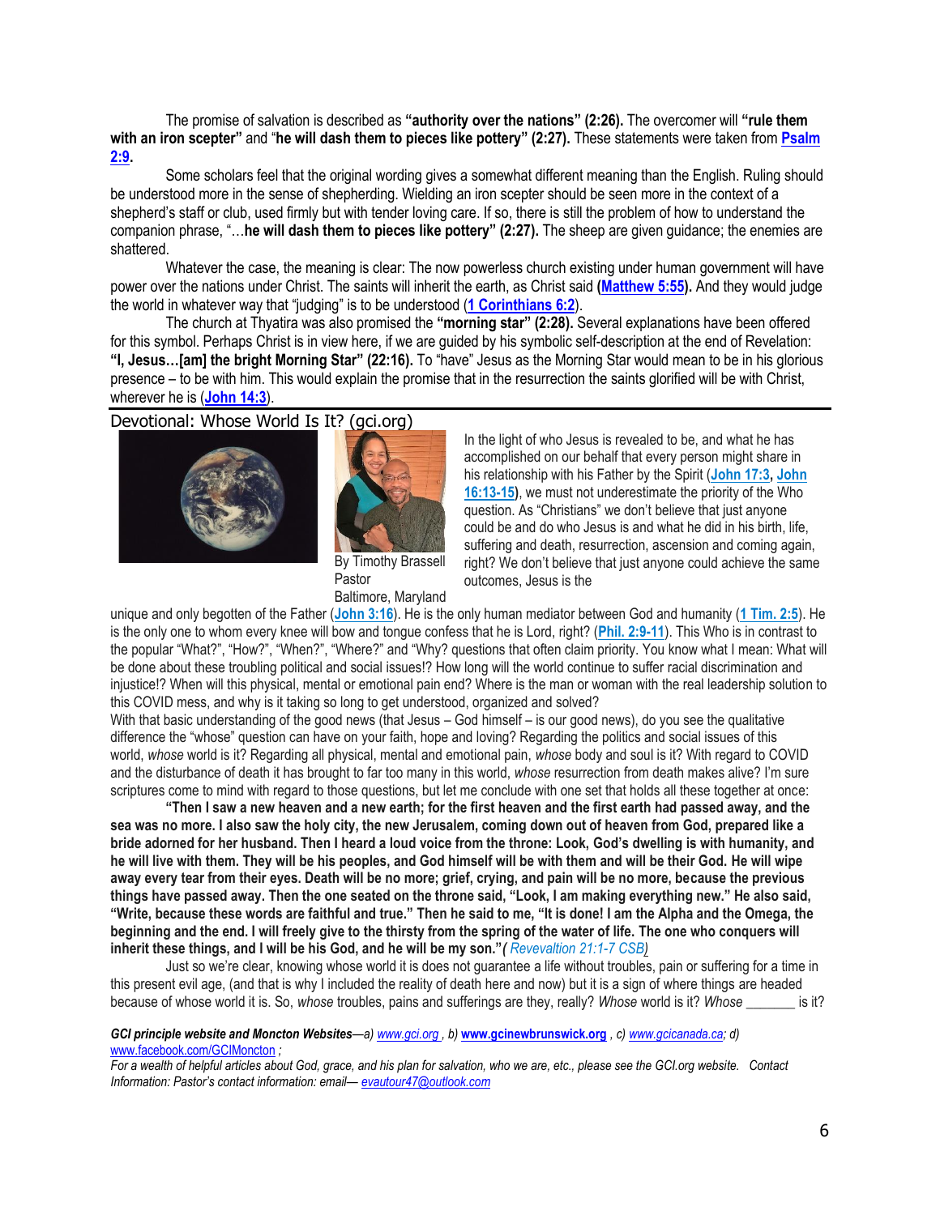The promise of salvation is described as **"authority over the nations" (2:26).** The overcomer will **"rule them with an iron scepter"** and "**he will dash them to pieces like pottery" (2:27).** These statements were taken from **Psalm 2:9**.

Some scholars feel that the original wording gives a somewhat different meaning than the English. Ruling should be understood more in the sense of shepherding. Wielding an iron scepter should be seen more in the context of a shepherd's staff or club, used firmly but with tender loving care. If so, there is still the problem of how to understand the companion phrase, "…**he will dash them to pieces like pottery" (2:27).** The sheep are given guidance; the enemies are shattered.

Whatever the case, the meaning is clear: The now powerless church existing under human government will have power over the nations under Christ. The saints will inherit the earth, as Christ said **(Matthew 5:55).** And they would judge the world in whatever way that "judging" is to be understood (**1 Corinthians 6:2**).

The church at Thyatira was also promised the **"morning star" (2:28).** Several explanations have been offered for this symbol. Perhaps Christ is in view here, if we are guided by his symbolic self-description at the end of Revelation: **"I, Jesus…[am] the bright Morning Star" (22:16).** To "have" Jesus as the Morning Star would mean to be in his glorious presence – to be with him. This would explain the promise that in the resurrection the saints glorified will be with Christ, wherever he is (**John 14:3**).

## Devotional: Whose World Is It? (gci.org)

By Timothy Brassell
Pastor
Baltimore, Maryland

In the light of who Jesus is revealed to be, and what he has accomplished on our behalf that every person might share in his relationship with his Father by the Spirit (**John 17:3**, **John 16:13-15**), we must not underestimate the priority of the Who question. As "Christians" we don't believe that just anyone could be and do who Jesus is and what he did in his birth, life, suffering and death, resurrection, ascension and coming again, right? We don't believe that just anyone could achieve the same outcomes, Jesus is the unique and only begotten of the Father (**John 3:16**). He is the only human mediator between God and humanity (**1 Tim. 2:5**). He is the only one to whom every knee will bow and tongue confess that he is Lord, right? (**Phil. 2:9-11**). This Who is in contrast to the popular "What?", "How?", "When?", "Where?" and "Why? questions that often claim priority. You know what I mean: What will be done about these troubling political and social issues!? How long will the world continue to suffer racial discrimination and injustice!? When will this physical, mental or emotional pain end? Where is the man or woman with the real leadership solution to this COVID mess, and why is it taking so long to get understood, organized and solved?

With that basic understanding of the good news (that Jesus – God himself – is our good news), do you see the qualitative difference the "whose" question can have on your faith, hope and loving? Regarding the politics and social issues of this world, *whose* world is it? Regarding all physical, mental and emotional pain, *whose* body and soul is it? With regard to COVID and the disturbance of death it has brought to far too many in this world, *whose* resurrection from death makes alive? I'm sure scriptures come to mind with regard to those questions, but let me conclude with one set that holds all these together at once:

**"Then I saw a new heaven and a new earth; for the first heaven and the first earth had passed away, and the sea was no more. I also saw the holy city, the new Jerusalem, coming down out of heaven from God, prepared like a bride adorned for her husband. Then I heard a loud voice from the throne: Look, God's dwelling is with humanity, and he will live with them. They will be his peoples, and God himself will be with them and will be their God. He will wipe away every tear from their eyes. Death will be no more; grief, crying, and pain will be no more, because the previous things have passed away. Then the one seated on the throne said, "Look, I am making everything new." He also said, "Write, because these words are faithful and true." Then he said to me, "It is done! I am the Alpha and the Omega, the beginning and the end. I will freely give to the thirsty from the spring of the water of life. The one who conquers will inherit these things, and I will be his God, and he will be my son."** *( Revevaltion 21:1-7 CSB)*

Just so we're clear, knowing whose world it is does not guarantee a life without troubles, pain or suffering for a time in this present evil age, (and that is why I included the reality of death here and now) but it is a sign of where things are headed because of whose world it is. So, *whose* troubles, pains and sufferings are they, really? *Whose* world is it? *Whose* _______ is it?

***GCI principle website and Moncton Websites**—a) www.gci.org , b) **www.gcinewbrunswick.org** , c) www.gcicanada.ca; d) www.facebook.com/GCIMoncton ;*

*For a wealth of helpful articles about God, grace, and his plan for salvation, who we are, etc., please see the GCI.org website. Contact Information: Pastor's contact information: email— evautour47@outlook.com*